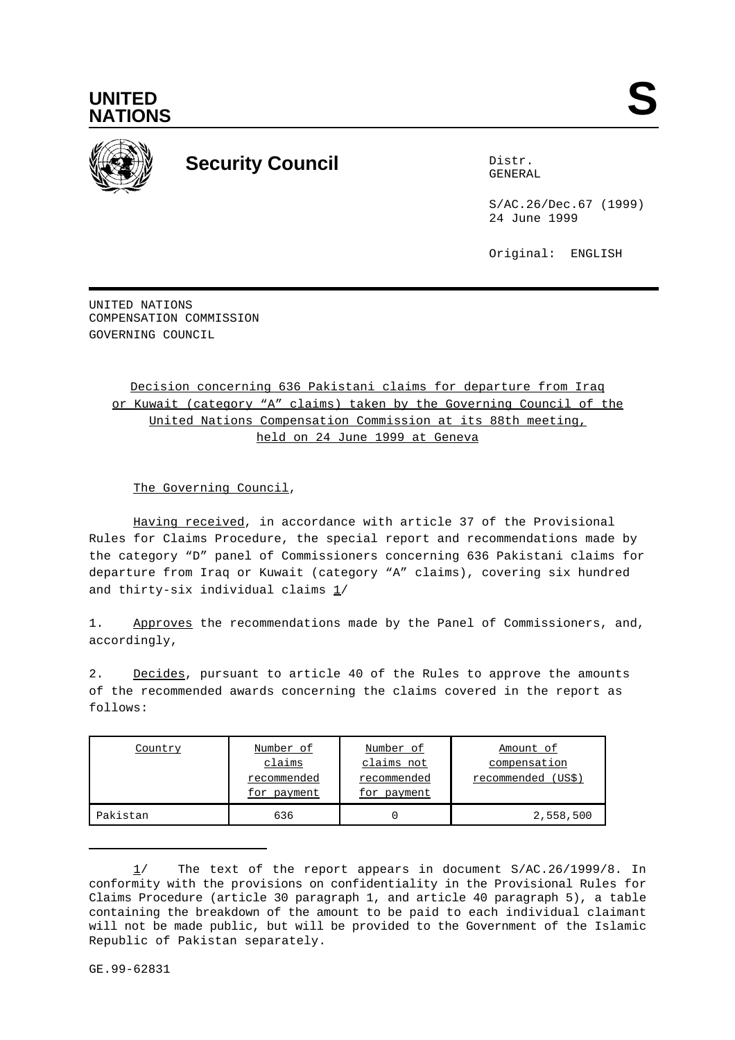**UNITED NATIONS**

**S**

**Security Council**

Distr.
GENERAL

S/AC.26/Dec.67 (1999)
24 June 1999

Original: ENGLISH

UNITED NATIONS
COMPENSATION COMMISSION
GOVERNING COUNCIL

Decision concerning 636 Pakistani claims for departure from Iraq or Kuwait (category "A" claims) taken by the Governing Council of the United Nations Compensation Commission at its 88th meeting, held on 24 June 1999 at Geneva

The Governing Council,

Having received, in accordance with article 37 of the Provisional Rules for Claims Procedure, the special report and recommendations made by the category "D" panel of Commissioners concerning 636 Pakistani claims for departure from Iraq or Kuwait (category "A" claims), covering six hundred and thirty-six individual claims 1/

1. Approves the recommendations made by the Panel of Commissioners, and, accordingly,

2. Decides, pursuant to article 40 of the Rules to approve the amounts of the recommended awards concerning the claims covered in the report as follows:

| Country | Number of claims recommended for payment | Number of claims not recommended for payment | Amount of compensation recommended (US$) |
|---|---|---|---|
| Pakistan | 636 | 0 | 2,558,500 |

1/ The text of the report appears in document S/AC.26/1999/8. In conformity with the provisions on confidentiality in the Provisional Rules for Claims Procedure (article 30 paragraph 1, and article 40 paragraph 5), a table containing the breakdown of the amount to be paid to each individual claimant will not be made public, but will be provided to the Government of the Islamic Republic of Pakistan separately.

GE.99-62831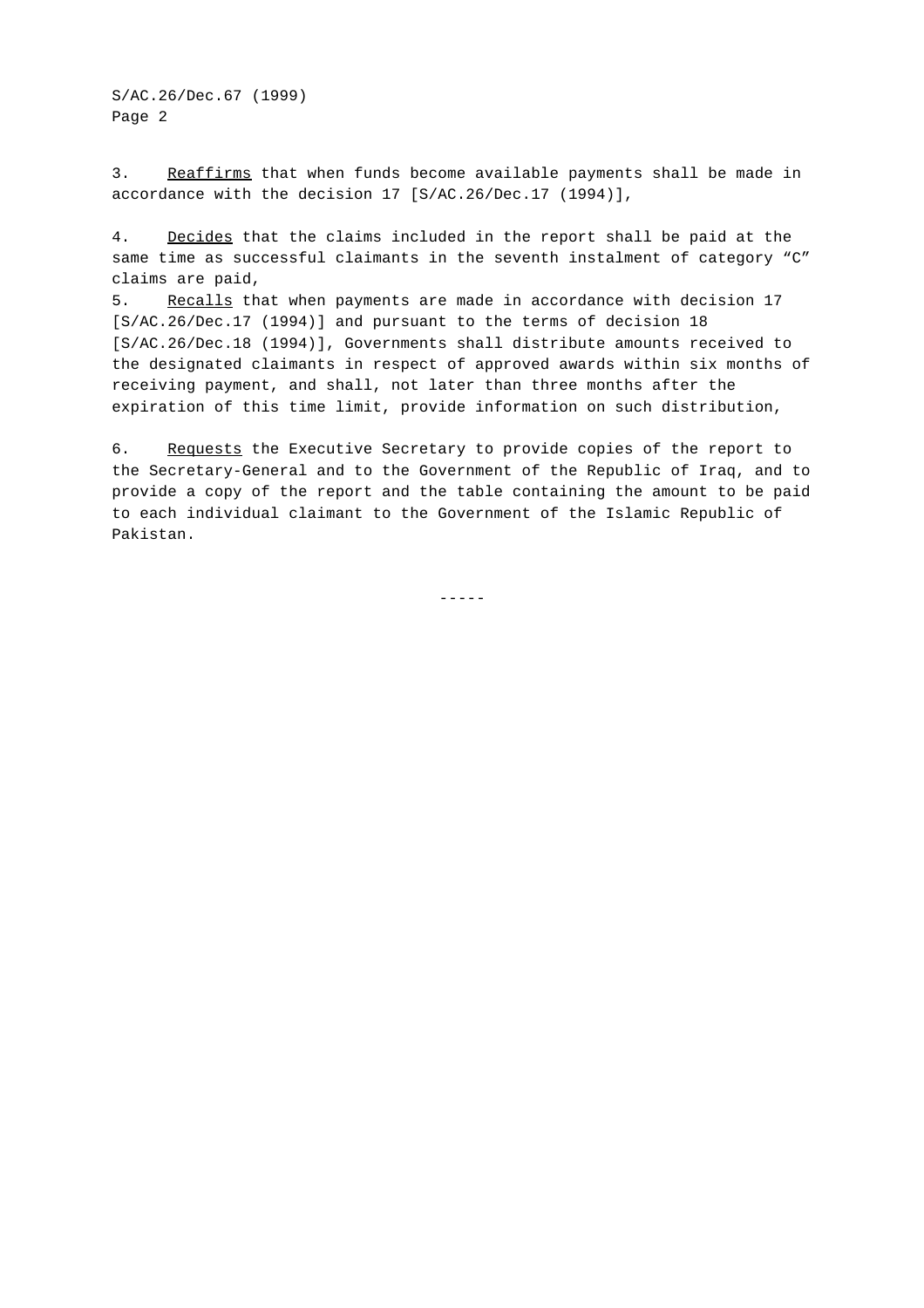3. Reaffirms that when funds become available payments shall be made in accordance with the decision 17 [S/AC.26/Dec.17 (1994)],

4. Decides that the claims included in the report shall be paid at the same time as successful claimants in the seventh instalment of category "C" claims are paid,

5. Recalls that when payments are made in accordance with decision 17 [S/AC.26/Dec.17 (1994)] and pursuant to the terms of decision 18 [S/AC.26/Dec.18 (1994)], Governments shall distribute amounts received to the designated claimants in respect of approved awards within six months of receiving payment, and shall, not later than three months after the expiration of this time limit, provide information on such distribution,

6. Requests the Executive Secretary to provide copies of the report to the Secretary-General and to the Government of the Republic of Iraq, and to provide a copy of the report and the table containing the amount to be paid to each individual claimant to the Government of the Islamic Republic of Pakistan.

-----